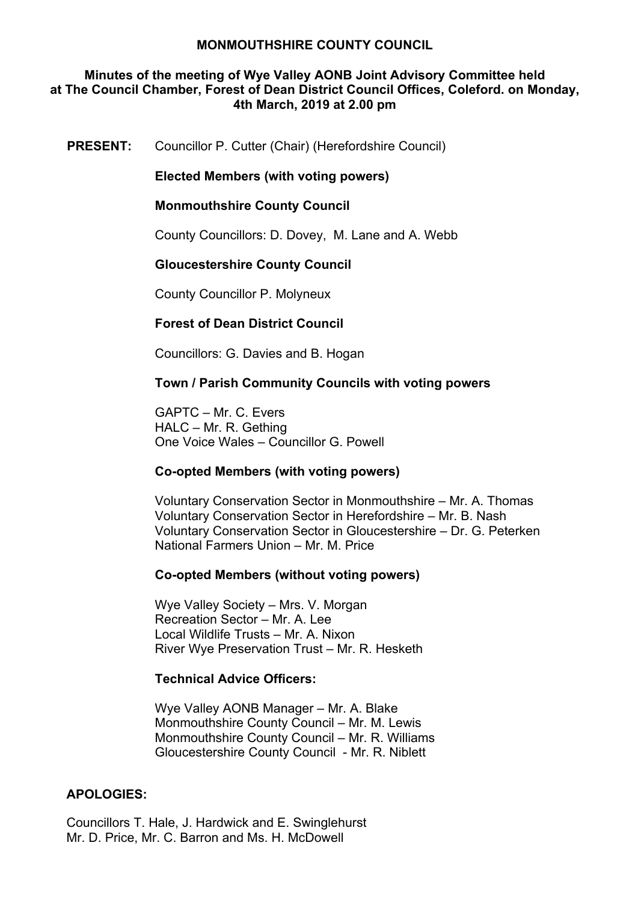# MONMOUTHSHIRE COUNTY COUNCIL

## Minutes of the meeting of Wye Valley AONB Joint Advisory Committee held at The Council Chamber, Forest of Dean District Council Offices, Coleford. on Monday, 4th March, 2019 at 2.00 pm

**PRESENT:** Councillor P. Cutter (Chair) (Herefordshire Council)

**Elected Members (with voting powers)**

**Monmouthshire County Council**

County Councillors: D. Dovey, M. Lane and A. Webb

**Gloucestershire County Council**

County Councillor P. Molyneux

**Forest of Dean District Council**

Councillors: G. Davies and B. Hogan

**Town / Parish Community Councils with voting powers**

GAPTC – Mr. C. Evers
HALC – Mr. R. Gething
One Voice Wales – Councillor G. Powell

**Co-opted Members (with voting powers)**

Voluntary Conservation Sector in Monmouthshire – Mr. A. Thomas
Voluntary Conservation Sector in Herefordshire – Mr. B. Nash
Voluntary Conservation Sector in Gloucestershire – Dr. G. Peterken
National Farmers Union – Mr. M. Price

**Co-opted Members (without voting powers)**

Wye Valley Society – Mrs. V. Morgan
Recreation Sector – Mr. A. Lee
Local Wildlife Trusts – Mr. A. Nixon
River Wye Preservation Trust – Mr. R. Hesketh

**Technical Advice Officers:**

Wye Valley AONB Manager – Mr. A. Blake
Monmouthshire County Council – Mr. M. Lewis
Monmouthshire County Council – Mr. R. Williams
Gloucestershire County Council - Mr. R. Niblett

**APOLOGIES:**

Councillors T. Hale, J. Hardwick and E. Swinglehurst
Mr. D. Price, Mr. C. Barron and Ms. H. McDowell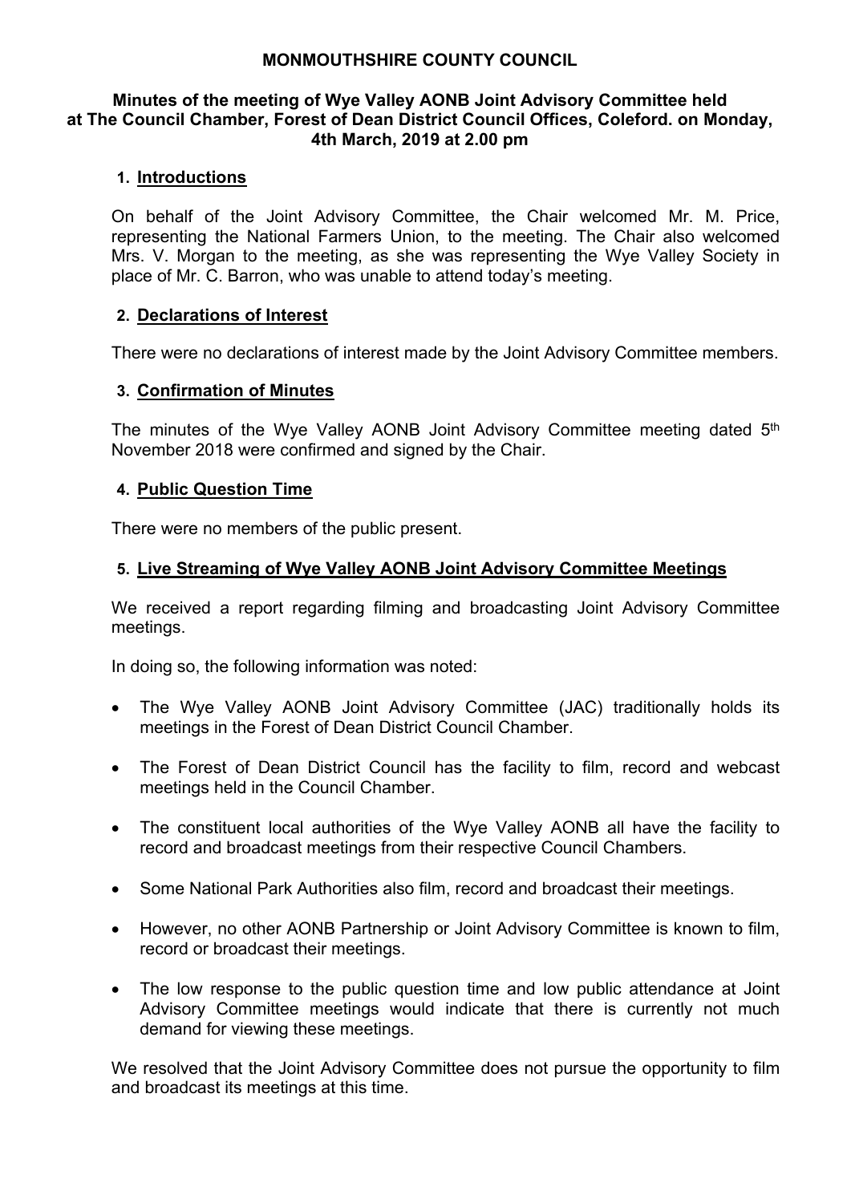**MONMOUTHSHIRE COUNTY COUNCIL**

**Minutes of the meeting of Wye Valley AONB Joint Advisory Committee held at The Council Chamber, Forest of Dean District Council Offices, Coleford. on Monday, 4th March, 2019 at 2.00 pm**

## 1. Introductions

On behalf of the Joint Advisory Committee, the Chair welcomed Mr. M. Price, representing the National Farmers Union, to the meeting. The Chair also welcomed Mrs. V. Morgan to the meeting, as she was representing the Wye Valley Society in place of Mr. C. Barron, who was unable to attend today's meeting.

## 2. Declarations of Interest

There were no declarations of interest made by the Joint Advisory Committee members.

## 3. Confirmation of Minutes

The minutes of the Wye Valley AONB Joint Advisory Committee meeting dated 5th November 2018 were confirmed and signed by the Chair.

## 4. Public Question Time

There were no members of the public present.

## 5. Live Streaming of Wye Valley AONB Joint Advisory Committee Meetings

We received a report regarding filming and broadcasting Joint Advisory Committee meetings.

In doing so, the following information was noted:

- The Wye Valley AONB Joint Advisory Committee (JAC) traditionally holds its meetings in the Forest of Dean District Council Chamber.
- The Forest of Dean District Council has the facility to film, record and webcast meetings held in the Council Chamber.
- The constituent local authorities of the Wye Valley AONB all have the facility to record and broadcast meetings from their respective Council Chambers.
- Some National Park Authorities also film, record and broadcast their meetings.
- However, no other AONB Partnership or Joint Advisory Committee is known to film, record or broadcast their meetings.
- The low response to the public question time and low public attendance at Joint Advisory Committee meetings would indicate that there is currently not much demand for viewing these meetings.

We resolved that the Joint Advisory Committee does not pursue the opportunity to film and broadcast its meetings at this time.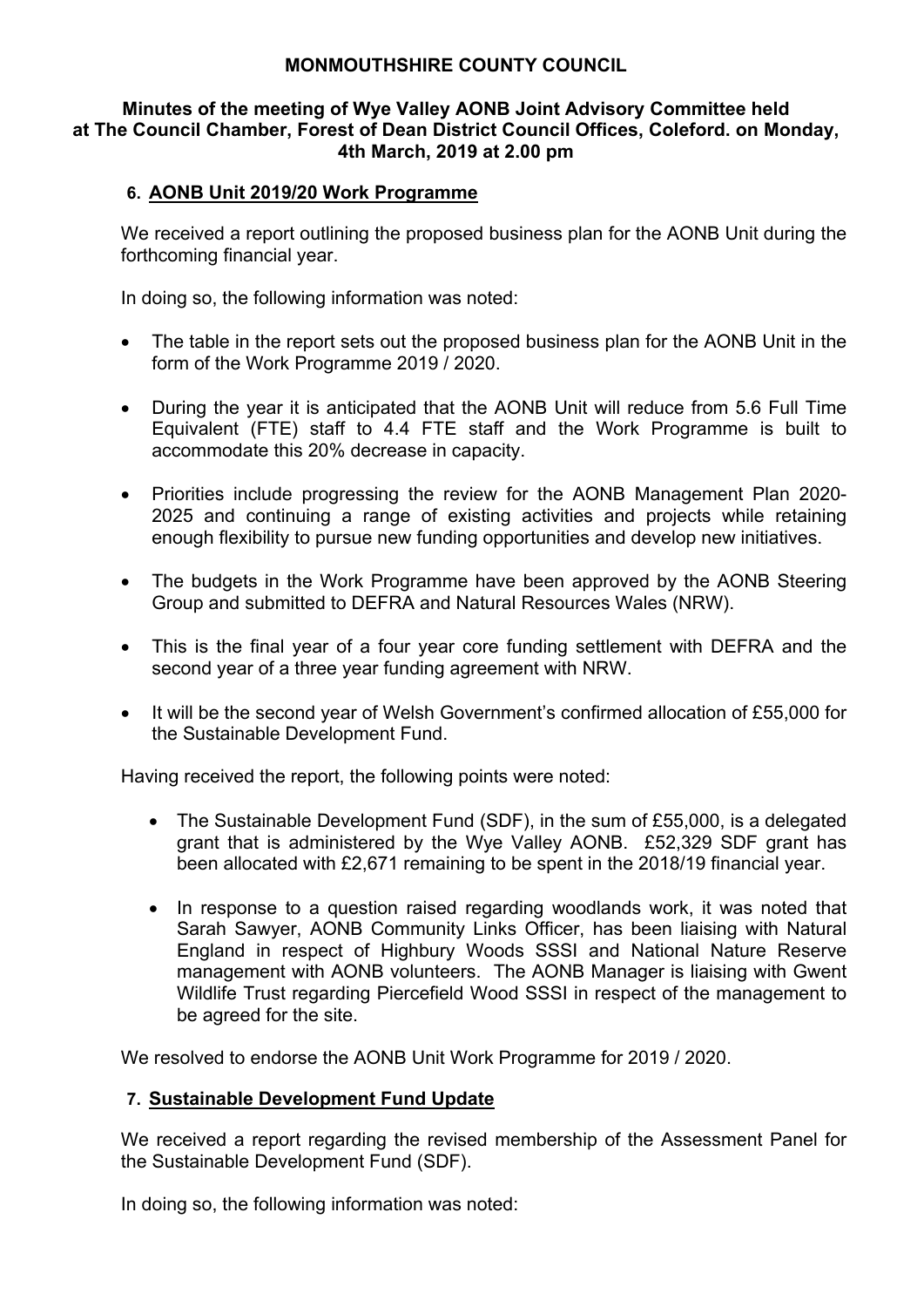**MONMOUTHSHIRE COUNTY COUNCIL**

**Minutes of the meeting of Wye Valley AONB Joint Advisory Committee held at The Council Chamber, Forest of Dean District Council Offices, Coleford. on Monday, 4th March, 2019 at 2.00 pm**

## 6. AONB Unit 2019/20 Work Programme

We received a report outlining the proposed business plan for the AONB Unit during the forthcoming financial year.

In doing so, the following information was noted:

- The table in the report sets out the proposed business plan for the AONB Unit in the form of the Work Programme 2019 / 2020.
- During the year it is anticipated that the AONB Unit will reduce from 5.6 Full Time Equivalent (FTE) staff to 4.4 FTE staff and the Work Programme is built to accommodate this 20% decrease in capacity.
- Priorities include progressing the review for the AONB Management Plan 2020-2025 and continuing a range of existing activities and projects while retaining enough flexibility to pursue new funding opportunities and develop new initiatives.
- The budgets in the Work Programme have been approved by the AONB Steering Group and submitted to DEFRA and Natural Resources Wales (NRW).
- This is the final year of a four year core funding settlement with DEFRA and the second year of a three year funding agreement with NRW.
- It will be the second year of Welsh Government's confirmed allocation of £55,000 for the Sustainable Development Fund.

Having received the report, the following points were noted:

- The Sustainable Development Fund (SDF), in the sum of £55,000, is a delegated grant that is administered by the Wye Valley AONB. £52,329 SDF grant has been allocated with £2,671 remaining to be spent in the 2018/19 financial year.
- In response to a question raised regarding woodlands work, it was noted that Sarah Sawyer, AONB Community Links Officer, has been liaising with Natural England in respect of Highbury Woods SSSI and National Nature Reserve management with AONB volunteers. The AONB Manager is liaising with Gwent Wildlife Trust regarding Piercefield Wood SSSI in respect of the management to be agreed for the site.

We resolved to endorse the AONB Unit Work Programme for 2019 / 2020.

## 7. Sustainable Development Fund Update

We received a report regarding the revised membership of the Assessment Panel for the Sustainable Development Fund (SDF).

In doing so, the following information was noted: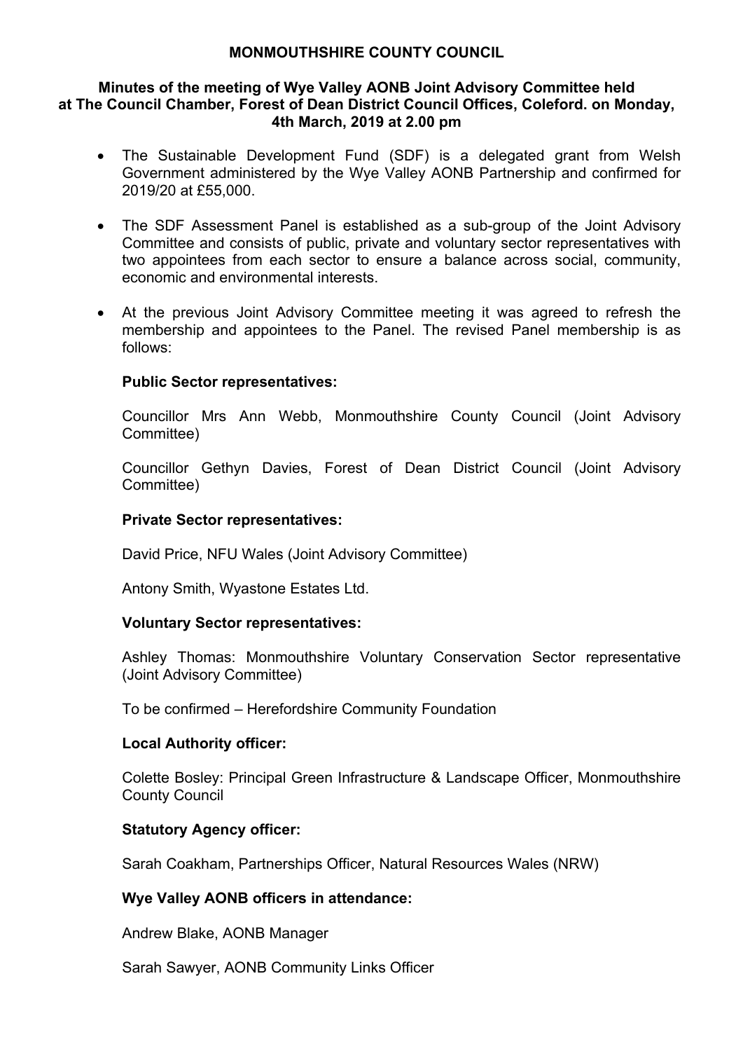**MONMOUTHSHIRE COUNTY COUNCIL**

**Minutes of the meeting of Wye Valley AONB Joint Advisory Committee held at The Council Chamber, Forest of Dean District Council Offices, Coleford. on Monday, 4th March, 2019 at 2.00 pm**

- The Sustainable Development Fund (SDF) is a delegated grant from Welsh Government administered by the Wye Valley AONB Partnership and confirmed for 2019/20 at £55,000.

- The SDF Assessment Panel is established as a sub-group of the Joint Advisory Committee and consists of public, private and voluntary sector representatives with two appointees from each sector to ensure a balance across social, community, economic and environmental interests.

- At the previous Joint Advisory Committee meeting it was agreed to refresh the membership and appointees to the Panel. The revised Panel membership is as follows:

  **Public Sector representatives:**

  Councillor Mrs Ann Webb, Monmouthshire County Council (Joint Advisory Committee)

  Councillor Gethyn Davies, Forest of Dean District Council (Joint Advisory Committee)

  **Private Sector representatives:**

  David Price, NFU Wales (Joint Advisory Committee)

  Antony Smith, Wyastone Estates Ltd.

  **Voluntary Sector representatives:**

  Ashley Thomas: Monmouthshire Voluntary Conservation Sector representative (Joint Advisory Committee)

  To be confirmed – Herefordshire Community Foundation

  **Local Authority officer:**

  Colette Bosley: Principal Green Infrastructure & Landscape Officer, Monmouthshire County Council

  **Statutory Agency officer:**

  Sarah Coakham, Partnerships Officer, Natural Resources Wales (NRW)

  **Wye Valley AONB officers in attendance:**

  Andrew Blake, AONB Manager

  Sarah Sawyer, AONB Community Links Officer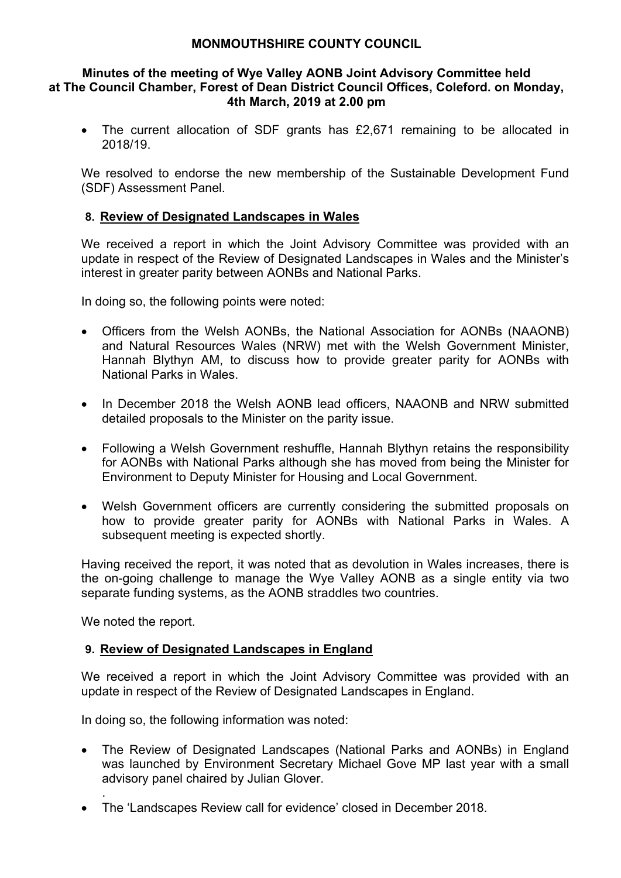**MONMOUTHSHIRE COUNTY COUNCIL**

**Minutes of the meeting of Wye Valley AONB Joint Advisory Committee held at The Council Chamber, Forest of Dean District Council Offices, Coleford. on Monday, 4th March, 2019 at 2.00 pm**

- The current allocation of SDF grants has £2,671 remaining to be allocated in 2018/19.

We resolved to endorse the new membership of the Sustainable Development Fund (SDF) Assessment Panel.

## 8. Review of Designated Landscapes in Wales

We received a report in which the Joint Advisory Committee was provided with an update in respect of the Review of Designated Landscapes in Wales and the Minister's interest in greater parity between AONBs and National Parks.

In doing so, the following points were noted:

- Officers from the Welsh AONBs, the National Association for AONBs (NAAONB) and Natural Resources Wales (NRW) met with the Welsh Government Minister, Hannah Blythyn AM, to discuss how to provide greater parity for AONBs with National Parks in Wales.

- In December 2018 the Welsh AONB lead officers, NAAONB and NRW submitted detailed proposals to the Minister on the parity issue.

- Following a Welsh Government reshuffle, Hannah Blythyn retains the responsibility for AONBs with National Parks although she has moved from being the Minister for Environment to Deputy Minister for Housing and Local Government.

- Welsh Government officers are currently considering the submitted proposals on how to provide greater parity for AONBs with National Parks in Wales. A subsequent meeting is expected shortly.

Having received the report, it was noted that as devolution in Wales increases, there is the on-going challenge to manage the Wye Valley AONB as a single entity via two separate funding systems, as the AONB straddles two countries.

We noted the report.

## 9. Review of Designated Landscapes in England

We received a report in which the Joint Advisory Committee was provided with an update in respect of the Review of Designated Landscapes in England.

In doing so, the following information was noted:

- The Review of Designated Landscapes (National Parks and AONBs) in England was launched by Environment Secretary Michael Gove MP last year with a small advisory panel chaired by Julian Glover.
.
- The 'Landscapes Review call for evidence' closed in December 2018.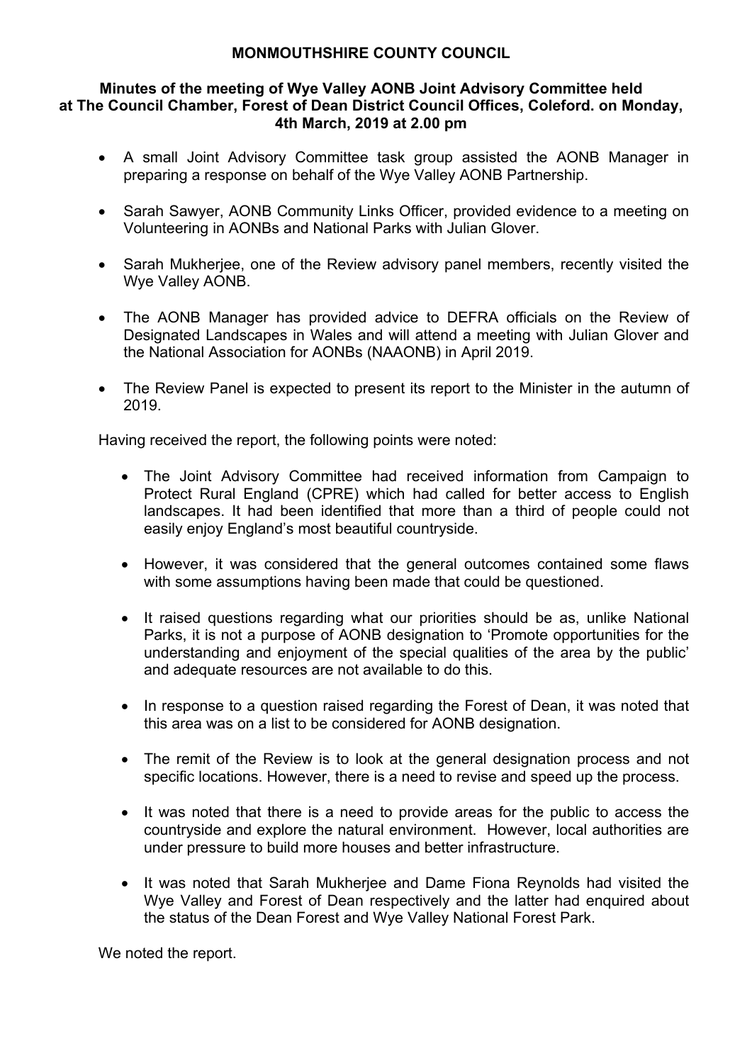**MONMOUTHSHIRE COUNTY COUNCIL**

**Minutes of the meeting of Wye Valley AONB Joint Advisory Committee held at The Council Chamber, Forest of Dean District Council Offices, Coleford. on Monday, 4th March, 2019 at 2.00 pm**

- A small Joint Advisory Committee task group assisted the AONB Manager in preparing a response on behalf of the Wye Valley AONB Partnership.

- Sarah Sawyer, AONB Community Links Officer, provided evidence to a meeting on Volunteering in AONBs and National Parks with Julian Glover.

- Sarah Mukherjee, one of the Review advisory panel members, recently visited the Wye Valley AONB.

- The AONB Manager has provided advice to DEFRA officials on the Review of Designated Landscapes in Wales and will attend a meeting with Julian Glover and the National Association for AONBs (NAAONB) in April 2019.

- The Review Panel is expected to present its report to the Minister in the autumn of 2019.

Having received the report, the following points were noted:

- The Joint Advisory Committee had received information from Campaign to Protect Rural England (CPRE) which had called for better access to English landscapes. It had been identified that more than a third of people could not easily enjoy England's most beautiful countryside.

- However, it was considered that the general outcomes contained some flaws with some assumptions having been made that could be questioned.

- It raised questions regarding what our priorities should be as, unlike National Parks, it is not a purpose of AONB designation to 'Promote opportunities for the understanding and enjoyment of the special qualities of the area by the public' and adequate resources are not available to do this.

- In response to a question raised regarding the Forest of Dean, it was noted that this area was on a list to be considered for AONB designation.

- The remit of the Review is to look at the general designation process and not specific locations. However, there is a need to revise and speed up the process.

- It was noted that there is a need to provide areas for the public to access the countryside and explore the natural environment. However, local authorities are under pressure to build more houses and better infrastructure.

- It was noted that Sarah Mukherjee and Dame Fiona Reynolds had visited the Wye Valley and Forest of Dean respectively and the latter had enquired about the status of the Dean Forest and Wye Valley National Forest Park.

We noted the report.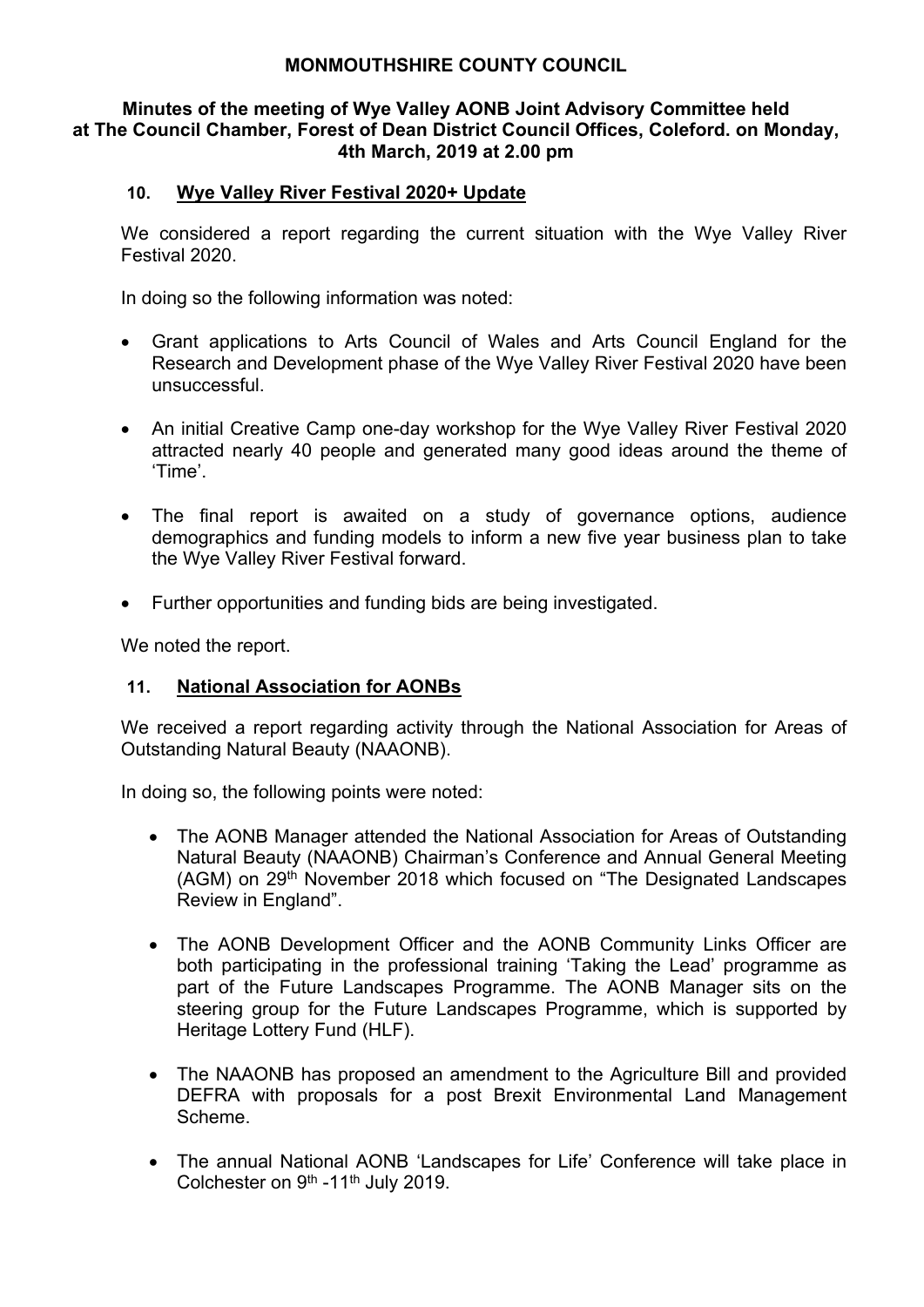**MONMOUTHSHIRE COUNTY COUNCIL**

**Minutes of the meeting of Wye Valley AONB Joint Advisory Committee held at The Council Chamber, Forest of Dean District Council Offices, Coleford. on Monday, 4th March, 2019 at 2.00 pm**

## 10. Wye Valley River Festival 2020+ Update

We considered a report regarding the current situation with the Wye Valley River Festival 2020.

In doing so the following information was noted:

- Grant applications to Arts Council of Wales and Arts Council England for the Research and Development phase of the Wye Valley River Festival 2020 have been unsuccessful.
- An initial Creative Camp one-day workshop for the Wye Valley River Festival 2020 attracted nearly 40 people and generated many good ideas around the theme of 'Time'.
- The final report is awaited on a study of governance options, audience demographics and funding models to inform a new five year business plan to take the Wye Valley River Festival forward.
- Further opportunities and funding bids are being investigated.

We noted the report.

## 11. National Association for AONBs

We received a report regarding activity through the National Association for Areas of Outstanding Natural Beauty (NAAONB).

In doing so, the following points were noted:

- The AONB Manager attended the National Association for Areas of Outstanding Natural Beauty (NAAONB) Chairman's Conference and Annual General Meeting (AGM) on 29th November 2018 which focused on "The Designated Landscapes Review in England".
- The AONB Development Officer and the AONB Community Links Officer are both participating in the professional training 'Taking the Lead' programme as part of the Future Landscapes Programme. The AONB Manager sits on the steering group for the Future Landscapes Programme, which is supported by Heritage Lottery Fund (HLF).
- The NAAONB has proposed an amendment to the Agriculture Bill and provided DEFRA with proposals for a post Brexit Environmental Land Management Scheme.
- The annual National AONB 'Landscapes for Life' Conference will take place in Colchester on 9th -11th July 2019.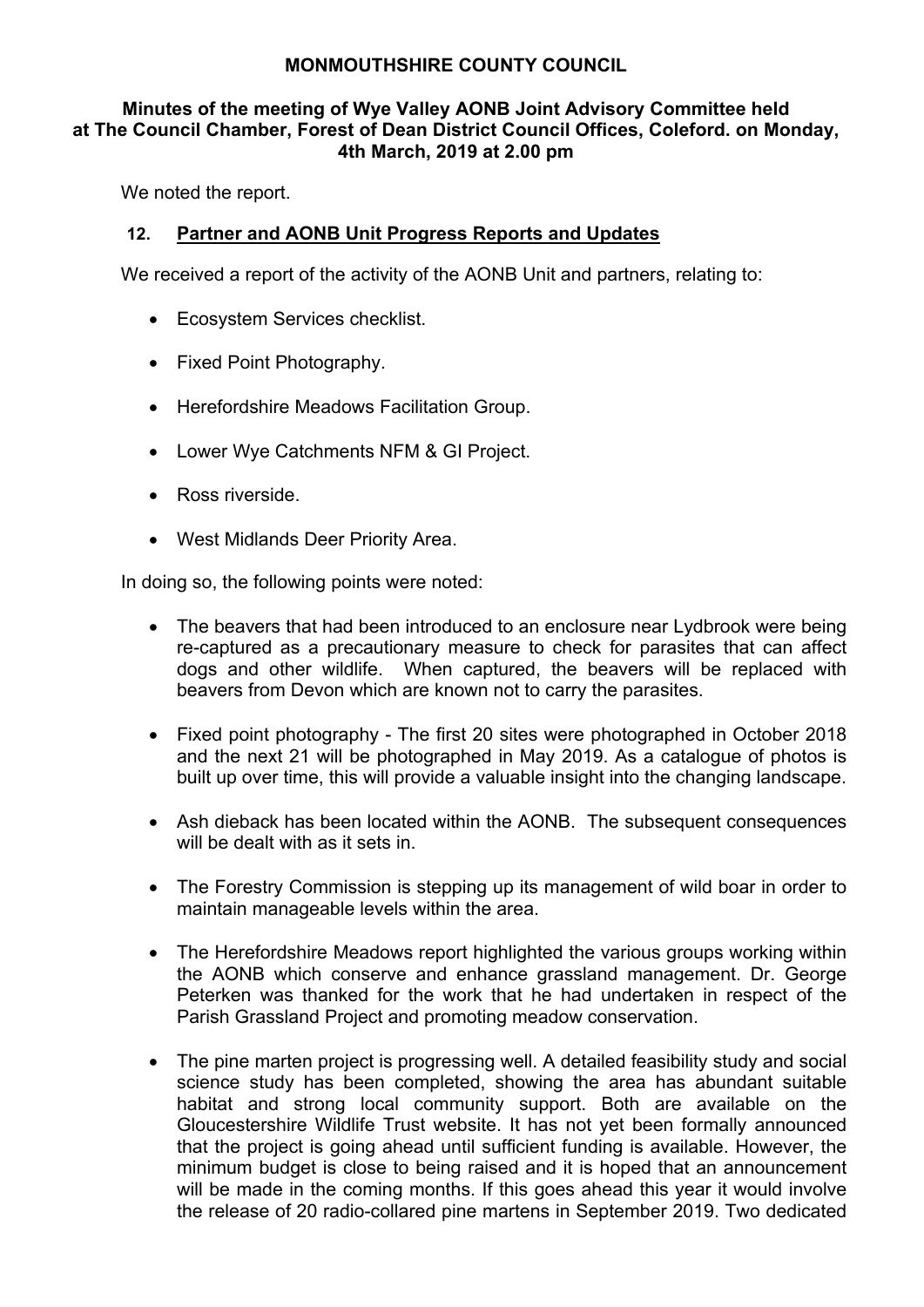**MONMOUTHSHIRE COUNTY COUNCIL**

**Minutes of the meeting of Wye Valley AONB Joint Advisory Committee held at The Council Chamber, Forest of Dean District Council Offices, Coleford. on Monday, 4th March, 2019 at 2.00 pm**

We noted the report.

## 12. Partner and AONB Unit Progress Reports and Updates

We received a report of the activity of the AONB Unit and partners, relating to:

- Ecosystem Services checklist.
- Fixed Point Photography.
- Herefordshire Meadows Facilitation Group.
- Lower Wye Catchments NFM & GI Project.
- Ross riverside.
- West Midlands Deer Priority Area.

In doing so, the following points were noted:

- The beavers that had been introduced to an enclosure near Lydbrook were being re-captured as a precautionary measure to check for parasites that can affect dogs and other wildlife. When captured, the beavers will be replaced with beavers from Devon which are known not to carry the parasites.
- Fixed point photography - The first 20 sites were photographed in October 2018 and the next 21 will be photographed in May 2019. As a catalogue of photos is built up over time, this will provide a valuable insight into the changing landscape.
- Ash dieback has been located within the AONB. The subsequent consequences will be dealt with as it sets in.
- The Forestry Commission is stepping up its management of wild boar in order to maintain manageable levels within the area.
- The Herefordshire Meadows report highlighted the various groups working within the AONB which conserve and enhance grassland management. Dr. George Peterken was thanked for the work that he had undertaken in respect of the Parish Grassland Project and promoting meadow conservation.
- The pine marten project is progressing well. A detailed feasibility study and social science study has been completed, showing the area has abundant suitable habitat and strong local community support. Both are available on the Gloucestershire Wildlife Trust website. It has not yet been formally announced that the project is going ahead until sufficient funding is available. However, the minimum budget is close to being raised and it is hoped that an announcement will be made in the coming months. If this goes ahead this year it would involve the release of 20 radio-collared pine martens in September 2019. Two dedicated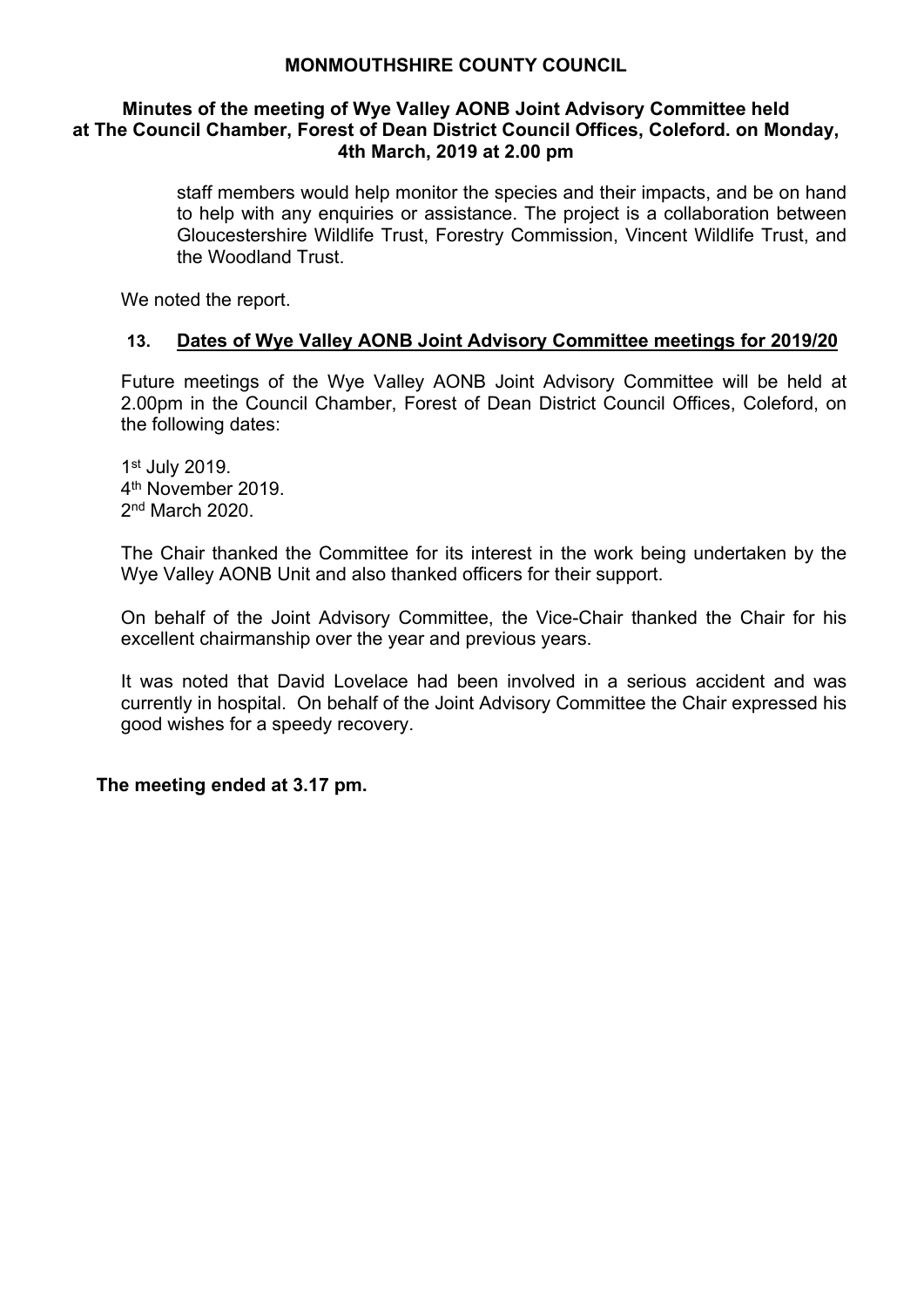staff members would help monitor the species and their impacts, and be on hand to help with any enquiries or assistance. The project is a collaboration between Gloucestershire Wildlife Trust, Forestry Commission, Vincent Wildlife Trust, and the Woodland Trust.

We noted the report.

### 13. Dates of Wye Valley AONB Joint Advisory Committee meetings for 2019/20

Future meetings of the Wye Valley AONB Joint Advisory Committee will be held at 2.00pm in the Council Chamber, Forest of Dean District Council Offices, Coleford, on the following dates:

1st July 2019.
4th November 2019.
2nd March 2020.

The Chair thanked the Committee for its interest in the work being undertaken by the Wye Valley AONB Unit and also thanked officers for their support.

On behalf of the Joint Advisory Committee, the Vice-Chair thanked the Chair for his excellent chairmanship over the year and previous years.

It was noted that David Lovelace had been involved in a serious accident and was currently in hospital. On behalf of the Joint Advisory Committee the Chair expressed his good wishes for a speedy recovery.

**The meeting ended at 3.17 pm.**